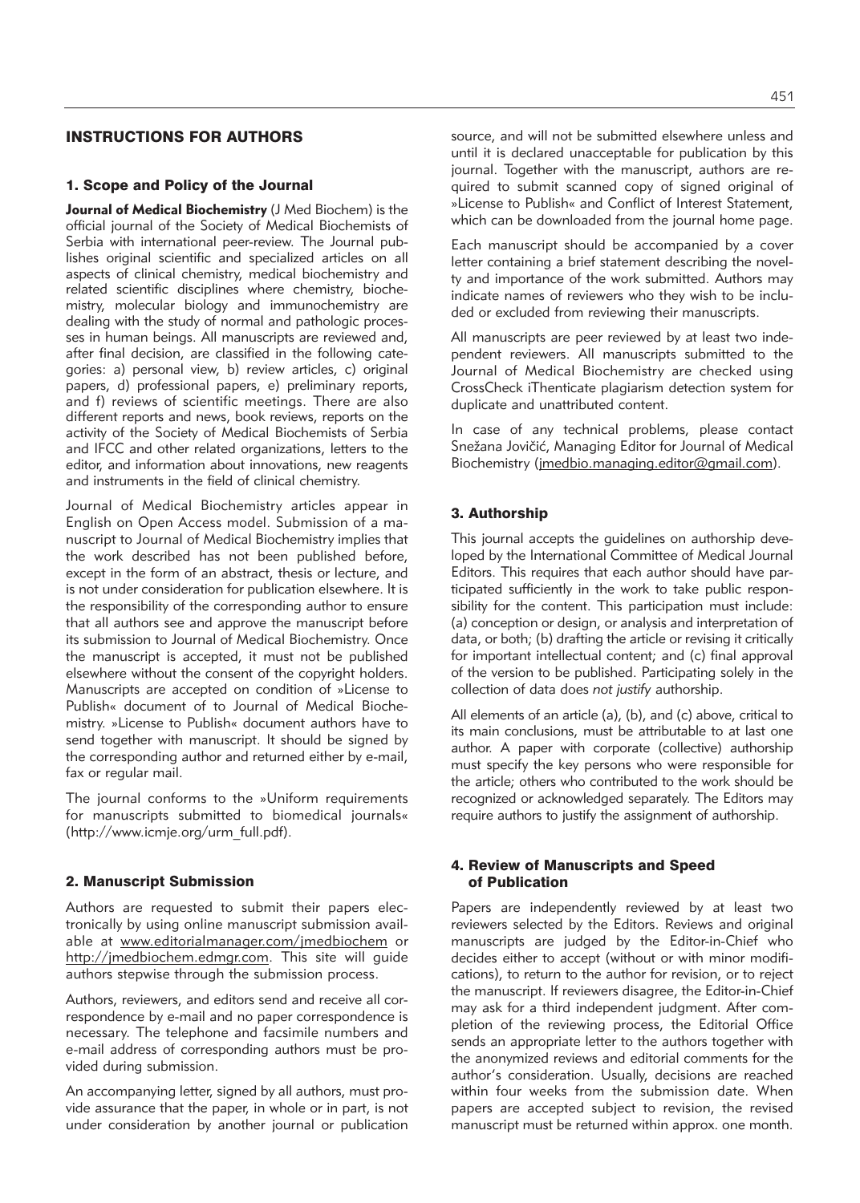## INSTRUCTIONS FOR AUTHORS

### 1. Scope and Policy of the Journal

**Journal of Medical Biochemistry** (J Med Biochem) is the official journal of the Society of Medical Biochemists of Serbia with international peer-review. The Journal publishes original scientific and specialized articles on all aspects of clinical chemistry, medical biochemistry and related scientific disciplines where chemistry, biochemistry, molecular biology and immunochemistry are dealing with the study of normal and pathologic processes in human beings. All manuscripts are reviewed and, after final decision, are classified in the following categories: a) personal view, b) review articles, c) original papers, d) professional papers, e) preliminary reports, and f) reviews of scientific meetings. There are also different reports and news, book reviews, reports on the activity of the Society of Medical Biochemists of Serbia and IFCC and other related organizations, letters to the editor, and information about innovations, new reagents and instruments in the field of clinical chemistry.

Journal of Medical Biochemistry articles appear in English on Open Access model. Submission of a manuscript to Journal of Medical Biochemistry implies that the work described has not been published before, except in the form of an abstract, thesis or lecture, and is not under consideration for publication elsewhere. It is the responsibility of the corresponding author to ensure that all authors see and approve the manuscript before its submission to Journal of Medical Biochemistry. Once the manuscript is accepted, it must not be published elsewhere without the consent of the copyright holders. Manuscripts are accepted on condition of »License to Publish« document of to Journal of Medical Biochemistry. »License to Publish« document authors have to send together with manuscript. It should be signed by the corresponding author and returned either by e-mail, fax or regular mail.

The journal conforms to the »Uniform requirements for manuscripts submitted to biomedical journals« (http://www.icmje.org/urm_full.pdf).

### 2. Manuscript Submission

Authors are requested to submit their papers electronically by using online manuscript submission available at www.editorialmanager.com/jmedbiochem or http://jmedbiochem.edmgr.com. This site will guide authors stepwise through the submission process.

Authors, reviewers, and editors send and receive all correspondence by e-mail and no paper correspondence is necessary. The telephone and facsimile numbers and e-mail address of corresponding authors must be provided during submission.

An accompanying letter, signed by all authors, must provide assurance that the paper, in whole or in part, is not under consideration by another journal or publication source, and will not be submitted elsewhere unless and until it is declared unacceptable for publication by this journal. Together with the manuscript, authors are required to submit scanned copy of signed original of »License to Publish« and Conflict of Interest Statement, which can be downloaded from the journal home page.

Each manuscript should be accompanied by a cover letter containing a brief statement describing the novelty and importance of the work submitted. Authors may indicate names of reviewers who they wish to be included or excluded from reviewing their manuscripts.

All manuscripts are peer reviewed by at least two independent reviewers. All manuscripts submitted to the Journal of Medical Biochemistry are checked using CrossCheck iThenticate plagiarism detection system for duplicate and unattributed content.

In case of any technical problems, please contact Snežana Jovičić, Managing Editor for Journal of Medical Biochemistry (jmedbio.managing.editor@gmail.com).

### 3. Authorship

This journal accepts the guidelines on authorship developed by the International Committee of Medical Journal Editors. This requires that each author should have participated sufficiently in the work to take public responsibility for the content. This participation must include: (a) conception or design, or analysis and interpretation of data, or both; (b) drafting the article or revising it critically for important intellectual content; and (c) final approval of the version to be published. Participating solely in the collection of data does *not justify* authorship.

All elements of an article (a), (b), and (c) above, critical to its main conclusions, must be attributable to at last one author. A paper with corporate (collective) authorship must specify the key persons who were responsible for the article; others who contributed to the work should be recognized or acknowledged separately. The Editors may require authors to justify the assignment of authorship.

### 4. Review of Manuscripts and Speed of Publication

Papers are independently reviewed by at least two reviewers selected by the Editors. Reviews and original manuscripts are judged by the Editor-in-Chief who decides either to accept (without or with minor modifications), to return to the author for revision, or to reject the manuscript. If reviewers disagree, the Editor-in-Chief may ask for a third independent judgment. After completion of the reviewing process, the Editorial Office sends an appropriate letter to the authors together with the anonymized reviews and editorial comments for the author's consideration. Usually, decisions are reached within four weeks from the submission date. When papers are accepted subject to revision, the revised manuscript must be returned within approx. one month.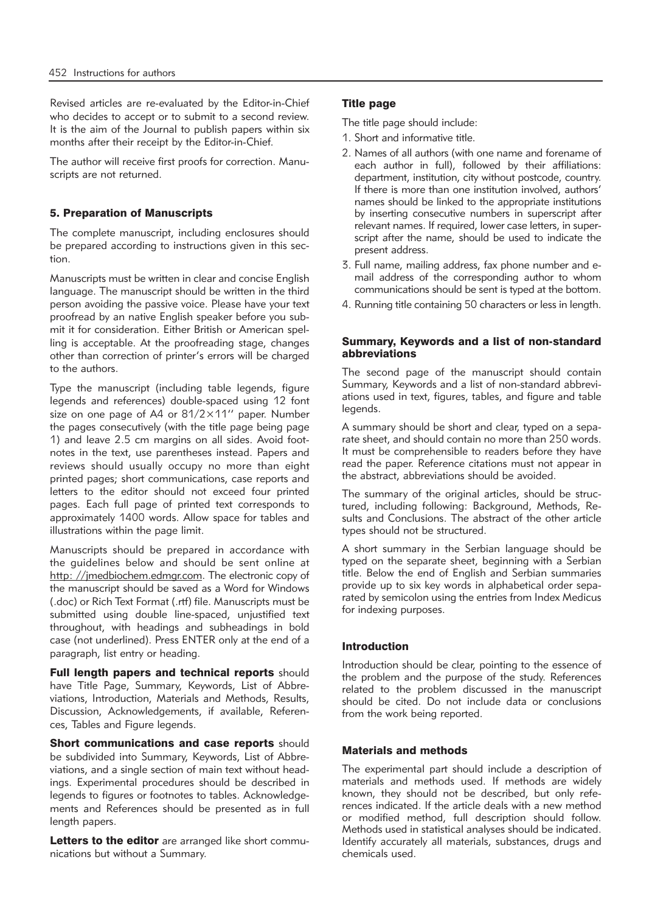Revised articles are re-evaluated by the Editor-in-Chief who decides to accept or to submit to a second review. It is the aim of the Journal to publish papers within six months after their receipt by the Editor-in-Chief.

The author will receive first proofs for correction. Manuscripts are not returned.

## 5. Preparation of Manuscripts

The complete manuscript, including enclosures should be prepared according to instructions given in this section.

Manuscripts must be written in clear and concise English language. The manuscript should be written in the third person avoiding the passive voice. Please have your text proofread by an native English speaker before you submit it for consideration. Either British or American spelling is acceptable. At the proofreading stage, changes other than correction of printer's errors will be charged to the authors.

Type the manuscript (including table legends, figure legends and references) double-spaced using 12 font size on one page of A4 or 81/2×11'' paper. Number the pages consecutively (with the title page being page 1) and leave 2.5 cm margins on all sides. Avoid footnotes in the text, use parentheses instead. Papers and reviews should usually occupy no more than eight printed pages; short communications, case reports and letters to the editor should not exceed four printed pages. Each full page of printed text corresponds to approximately 1400 words. Allow space for tables and illustrations within the page limit.

Manuscripts should be prepared in accordance with the guidelines below and should be sent online at http: //jmedbiochem.edmgr.com. The electronic copy of the manuscript should be saved as a Word for Windows (.doc) or Rich Text Format (.rtf) file. Manuscripts must be submitted using double line-spaced, unjustified text throughout, with headings and subheadings in bold case (not underlined). Press ENTER only at the end of a paragraph, list entry or heading.

**Full length papers and technical reports** should have Title Page, Summary, Keywords, List of Abbreviations, Introduction, Materials and Methods, Results, Discussion, Acknowledgements, if available, References, Tables and Figure legends.

**Short communications and case reports** should be subdivided into Summary, Keywords, List of Abbreviations, and a single section of main text without headings. Experimental procedures should be described in legends to figures or footnotes to tables. Acknowledgements and References should be presented as in full length papers.

**Letters to the editor** are arranged like short communications but without a Summary.

### Title page

The title page should include:

1. Short and informative title.
2. Names of all authors (with one name and forename of each author in full), followed by their affiliations: department, institution, city without postcode, country. If there is more than one institution involved, authors' names should be linked to the appropriate institutions by inserting consecutive numbers in superscript after relevant names. If required, lower case letters, in superscript after the name, should be used to indicate the present address.
3. Full name, mailing address, fax phone number and e-mail address of the corresponding author to whom communications should be sent is typed at the bottom.
4. Running title containing 50 characters or less in length.

### Summary, Keywords and a list of non-standard abbreviations

The second page of the manuscript should contain Summary, Keywords and a list of non-standard abbreviations used in text, figures, tables, and figure and table legends.

A summary should be short and clear, typed on a separate sheet, and should contain no more than 250 words. It must be comprehensible to readers before they have read the paper. Reference citations must not appear in the abstract, abbreviations should be avoided.

The summary of the original articles, should be structured, including following: Background, Methods, Results and Conclusions. The abstract of the other article types should not be structured.

A short summary in the Serbian language should be typed on the separate sheet, beginning with a Serbian title. Below the end of English and Serbian summaries provide up to six key words in alphabetical order separated by semicolon using the entries from Index Medicus for indexing purposes.

### Introduction

Introduction should be clear, pointing to the essence of the problem and the purpose of the study. References related to the problem discussed in the manuscript should be cited. Do not include data or conclusions from the work being reported.

### Materials and methods

The experimental part should include a description of materials and methods used. If methods are widely known, they should not be described, but only references indicated. If the article deals with a new method or modified method, full description should follow. Methods used in statistical analyses should be indicated. Identify accurately all materials, substances, drugs and chemicals used.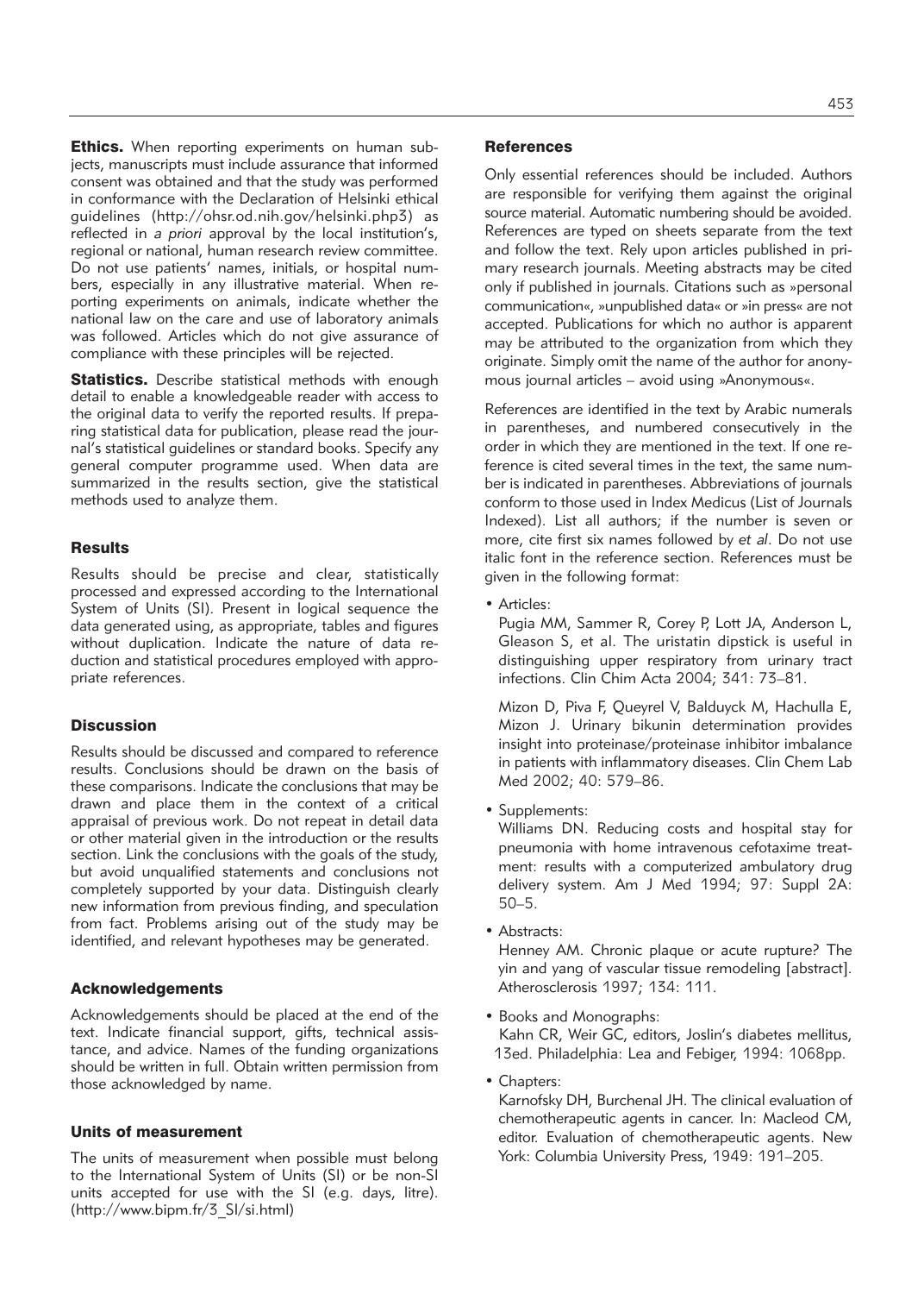**Ethics.** When reporting experiments on human subjects, manuscripts must include assurance that informed consent was obtained and that the study was performed in conformance with the Declaration of Helsinki ethical guidelines (http://ohsr.od.nih.gov/helsinki.php3) as reflected in *a priori* approval by the local institution's, regional or national, human research review committee. Do not use patients' names, initials, or hospital numbers, especially in any illustrative material. When reporting experiments on animals, indicate whether the national law on the care and use of laboratory animals was followed. Articles which do not give assurance of compliance with these principles will be rejected.

**Statistics.** Describe statistical methods with enough detail to enable a knowledgeable reader with access to the original data to verify the reported results. If preparing statistical data for publication, please read the journal's statistical guidelines or standard books. Specify any general computer programme used. When data are summarized in the results section, give the statistical methods used to analyze them.

### Results

Results should be precise and clear, statistically processed and expressed according to the International System of Units (SI). Present in logical sequence the data generated using, as appropriate, tables and figures without duplication. Indicate the nature of data reduction and statistical procedures employed with appropriate references.

### Discussion

Results should be discussed and compared to reference results. Conclusions should be drawn on the basis of these comparisons. Indicate the conclusions that may be drawn and place them in the context of a critical appraisal of previous work. Do not repeat in detail data or other material given in the introduction or the results section. Link the conclusions with the goals of the study, but avoid unqualified statements and conclusions not completely supported by your data. Distinguish clearly new information from previous finding, and speculation from fact. Problems arising out of the study may be identified, and relevant hypotheses may be generated.

### Acknowledgements

Acknowledgements should be placed at the end of the text. Indicate financial support, gifts, technical assistance, and advice. Names of the funding organizations should be written in full. Obtain written permission from those acknowledged by name.

### Units of measurement

The units of measurement when possible must belong to the International System of Units (SI) or be non-SI units accepted for use with the SI (e.g. days, litre). (http://www.bipm.fr/3_SI/si.html)

### References

Only essential references should be included. Authors are responsible for verifying them against the original source material. Automatic numbering should be avoided. References are typed on sheets separate from the text and follow the text. Rely upon articles published in primary research journals. Meeting abstracts may be cited only if published in journals. Citations such as »personal communication«, »unpublished data« or »in press« are not accepted. Publications for which no author is apparent may be attributed to the organization from which they originate. Simply omit the name of the author for anonymous journal articles – avoid using »Anonymous«.

References are identified in the text by Arabic numerals in parentheses, and numbered consecutively in the order in which they are mentioned in the text. If one reference is cited several times in the text, the same number is indicated in parentheses. Abbreviations of journals conform to those used in Index Medicus (List of Journals Indexed). List all authors; if the number is seven or more, cite first six names followed by *et al*. Do not use italic font in the reference section. References must be given in the following format:

- Articles:

  Pugia MM, Sammer R, Corey P, Lott JA, Anderson L, Gleason S, et al. The uristatin dipstick is useful in distinguishing upper respiratory from urinary tract infections. Clin Chim Acta 2004; 341: 73–81.

  Mizon D, Piva F, Queyrel V, Balduyck M, Hachulla E, Mizon J. Urinary bikunin determination provides insight into proteinase/proteinase inhibitor imbalance in patients with inflammatory diseases. Clin Chem Lab Med 2002; 40: 579–86.

- Supplements:

  Williams DN. Reducing costs and hospital stay for pneumonia with home intravenous cefotaxime treatment: results with a computerized ambulatory drug delivery system. Am J Med 1994; 97: Suppl 2A: 50–5.

- Abstracts:

  Henney AM. Chronic plaque or acute rupture? The yin and yang of vascular tissue remodeling [abstract]. Atherosclerosis 1997; 134: 111.

- Books and Monographs:

  Kahn CR, Weir GC, editors, Joslin's diabetes mellitus, 13ed. Philadelphia: Lea and Febiger, 1994: 1068pp.

- Chapters:

  Karnofsky DH, Burchenal JH. The clinical evaluation of chemotherapeutic agents in cancer. In: Macleod CM, editor. Evaluation of chemotherapeutic agents. New York: Columbia University Press, 1949: 191–205.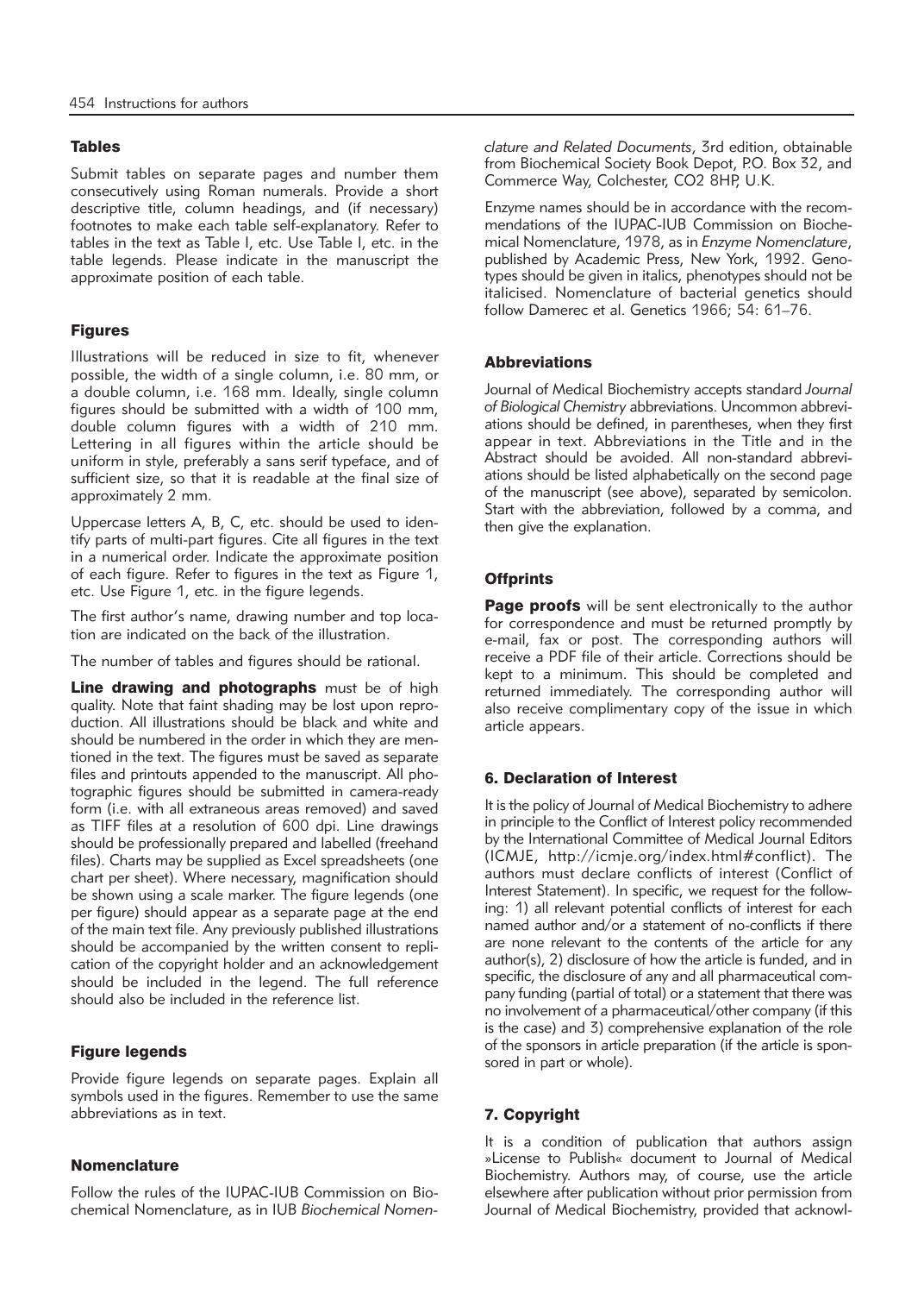## Tables

Submit tables on separate pages and number them consecutively using Roman numerals. Provide a short descriptive title, column headings, and (if necessary) footnotes to make each table self-explanatory. Refer to tables in the text as Table I, etc. Use Table I, etc. in the table legends. Please indicate in the manuscript the approximate position of each table.

## Figures

Illustrations will be reduced in size to fit, whenever possible, the width of a single column, i.e. 80 mm, or a double column, i.e. 168 mm. Ideally, single column figures should be submitted with a width of 100 mm, double column figures with a width of 210 mm. Lettering in all figures within the article should be uniform in style, preferably a sans serif typeface, and of sufficient size, so that it is readable at the final size of approximately 2 mm.

Uppercase letters A, B, C, etc. should be used to identify parts of multi-part figures. Cite all figures in the text in a numerical order. Indicate the approximate position of each figure. Refer to figures in the text as Figure 1, etc. Use Figure 1, etc. in the figure legends.

The first author's name, drawing number and top location are indicated on the back of the illustration.

The number of tables and figures should be rational.

**Line drawing and photographs** must be of high quality. Note that faint shading may be lost upon reproduction. All illustrations should be black and white and should be numbered in the order in which they are mentioned in the text. The figures must be saved as separate files and printouts appended to the manuscript. All photographic figures should be submitted in camera-ready form (i.e. with all extraneous areas removed) and saved as TIFF files at a resolution of 600 dpi. Line drawings should be professionally prepared and labelled (freehand files). Charts may be supplied as Excel spreadsheets (one chart per sheet). Where necessary, magnification should be shown using a scale marker. The figure legends (one per figure) should appear as a separate page at the end of the main text file. Any previously published illustrations should be accompanied by the written consent to replication of the copyright holder and an acknowledgement should be included in the legend. The full reference should also be included in the reference list.

## Figure legends

Provide figure legends on separate pages. Explain all symbols used in the figures. Remember to use the same abbreviations as in text.

## Nomenclature

Follow the rules of the IUPAC-IUB Commission on Biochemical Nomenclature, as in IUB *Biochemical Nomenclature and Related Documents*, 3rd edition, obtainable from Biochemical Society Book Depot, P.O. Box 32, and Commerce Way, Colchester, CO2 8HP, U.K.

Enzyme names should be in accordance with the recommendations of the IUPAC-IUB Commission on Biochemical Nomenclature, 1978, as in *Enzyme Nomenclature*, published by Academic Press, New York, 1992. Genotypes should be given in italics, phenotypes should not be italicised. Nomenclature of bacterial genetics should follow Damerec et al. Genetics 1966; 54: 61–76.

## Abbreviations

Journal of Medical Biochemistry accepts standard *Journal of Biological Chemistry* abbreviations. Uncommon abbreviations should be defined, in parentheses, when they first appear in text. Abbreviations in the Title and in the Abstract should be avoided. All non-standard abbreviations should be listed alphabetically on the second page of the manuscript (see above), separated by semicolon. Start with the abbreviation, followed by a comma, and then give the explanation.

## Offprints

**Page proofs** will be sent electronically to the author for correspondence and must be returned promptly by e-mail, fax or post. The corresponding authors will receive a PDF file of their article. Corrections should be kept to a minimum. This should be completed and returned immediately. The corresponding author will also receive complimentary copy of the issue in which article appears.

## 6. Declaration of Interest

It is the policy of Journal of Medical Biochemistry to adhere in principle to the Conflict of Interest policy recommended by the International Committee of Medical Journal Editors (ICMJE, http://icmje.org/index.html#conflict). The authors must declare conflicts of interest (Conflict of Interest Statement). In specific, we request for the following: 1) all relevant potential conflicts of interest for each named author and/or a statement of no-conflicts if there are none relevant to the contents of the article for any author(s), 2) disclosure of how the article is funded, and in specific, the disclosure of any and all pharmaceutical company funding (partial of total) or a statement that there was no involvement of a pharmaceutical/other company (if this is the case) and 3) comprehensive explanation of the role of the sponsors in article preparation (if the article is sponsored in part or whole).

## 7. Copyright

It is a condition of publication that authors assign »License to Publish« document to Journal of Medical Biochemistry. Authors may, of course, use the article elsewhere after publication without prior permission from Journal of Medical Biochemistry, provided that acknowl-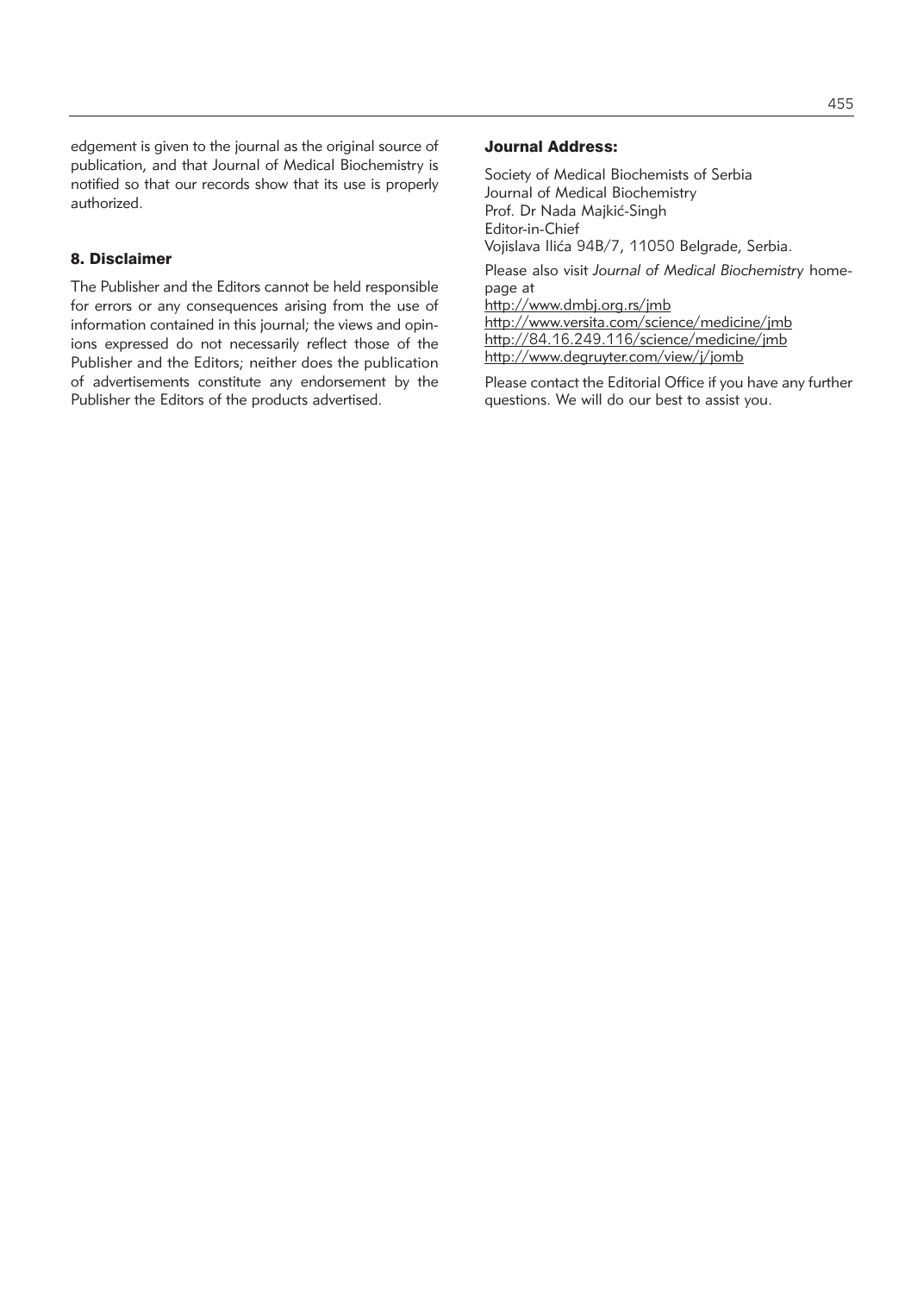edgement is given to the journal as the original source of publication, and that Journal of Medical Biochemistry is notified so that our records show that its use is properly authorized.

## 8. Disclaimer

The Publisher and the Editors cannot be held responsible for errors or any consequences arising from the use of information contained in this journal; the views and opinions expressed do not necessarily reflect those of the Publisher and the Editors; neither does the publication of advertisements constitute any endorsement by the Publisher the Editors of the products advertised.

## Journal Address:

Society of Medical Biochemists of Serbia
Journal of Medical Biochemistry
Prof. Dr Nada Majkić-Singh
Editor-in-Chief
Vojislava Ilića 94B/7, 11050 Belgrade, Serbia.

Please also visit *Journal of Medical Biochemistry* homepage at
http://www.dmbj.org.rs/jmb
http://www.versita.com/science/medicine/jmb
http://84.16.249.116/science/medicine/jmb
http://www.degruyter.com/view/j/jomb

Please contact the Editorial Office if you have any further questions. We will do our best to assist you.